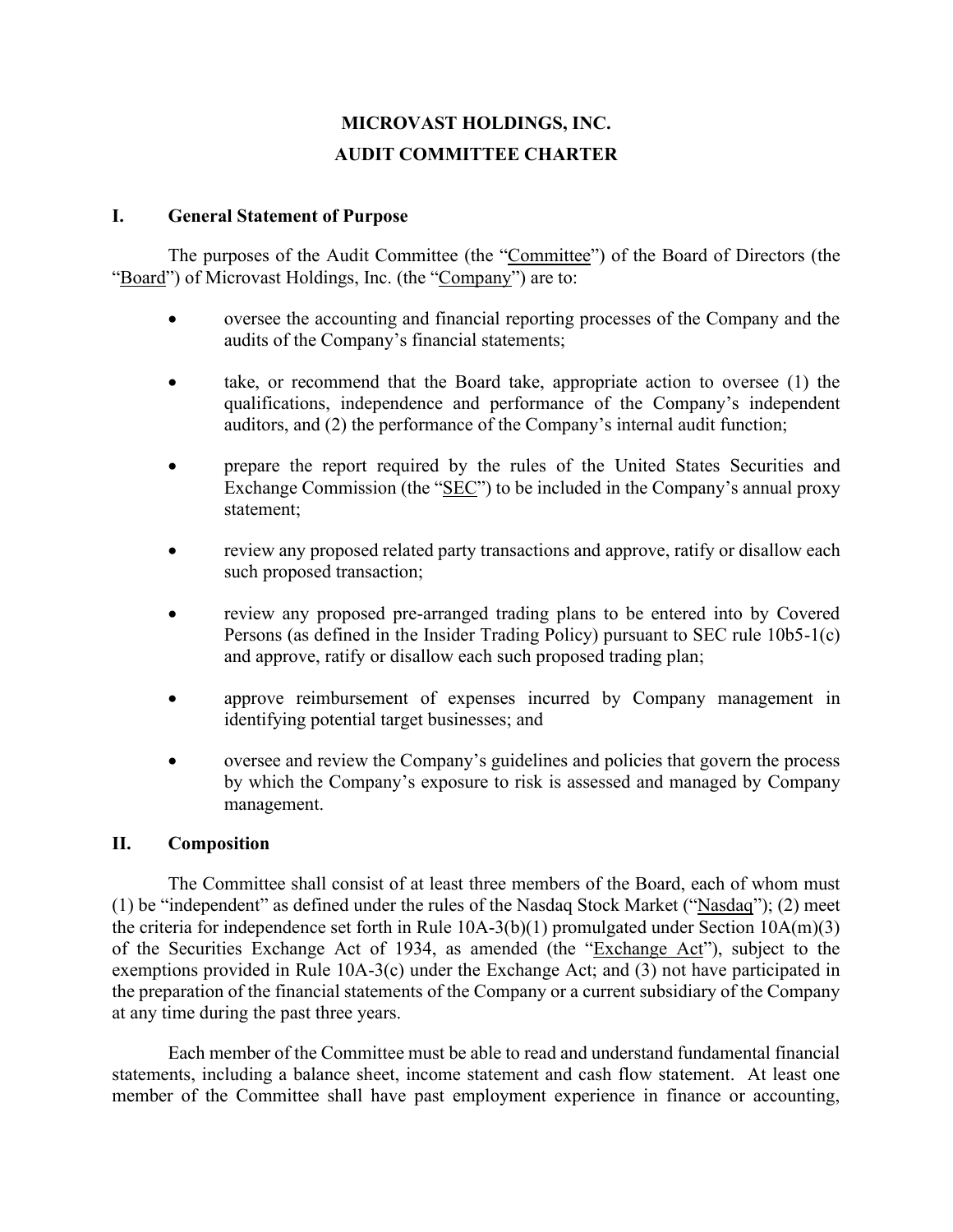# MICROVAST HOLDINGS, INC.
# AUDIT COMMITTEE CHARTER

## I. General Statement of Purpose

The purposes of the Audit Committee (the "Committee") of the Board of Directors (the "Board") of Microvast Holdings, Inc. (the "Company") are to:

- oversee the accounting and financial reporting processes of the Company and the audits of the Company's financial statements;
- take, or recommend that the Board take, appropriate action to oversee (1) the qualifications, independence and performance of the Company's independent auditors, and (2) the performance of the Company's internal audit function;
- prepare the report required by the rules of the United States Securities and Exchange Commission (the "SEC") to be included in the Company's annual proxy statement;
- review any proposed related party transactions and approve, ratify or disallow each such proposed transaction;
- review any proposed pre-arranged trading plans to be entered into by Covered Persons (as defined in the Insider Trading Policy) pursuant to SEC rule 10b5-1(c) and approve, ratify or disallow each such proposed trading plan;
- approve reimbursement of expenses incurred by Company management in identifying potential target businesses; and
- oversee and review the Company's guidelines and policies that govern the process by which the Company's exposure to risk is assessed and managed by Company management.

## II. Composition

The Committee shall consist of at least three members of the Board, each of whom must (1) be "independent" as defined under the rules of the Nasdaq Stock Market ("Nasdaq"); (2) meet the criteria for independence set forth in Rule 10A-3(b)(1) promulgated under Section 10A(m)(3) of the Securities Exchange Act of 1934, as amended (the "Exchange Act"), subject to the exemptions provided in Rule 10A-3(c) under the Exchange Act; and (3) not have participated in the preparation of the financial statements of the Company or a current subsidiary of the Company at any time during the past three years.

Each member of the Committee must be able to read and understand fundamental financial statements, including a balance sheet, income statement and cash flow statement. At least one member of the Committee shall have past employment experience in finance or accounting,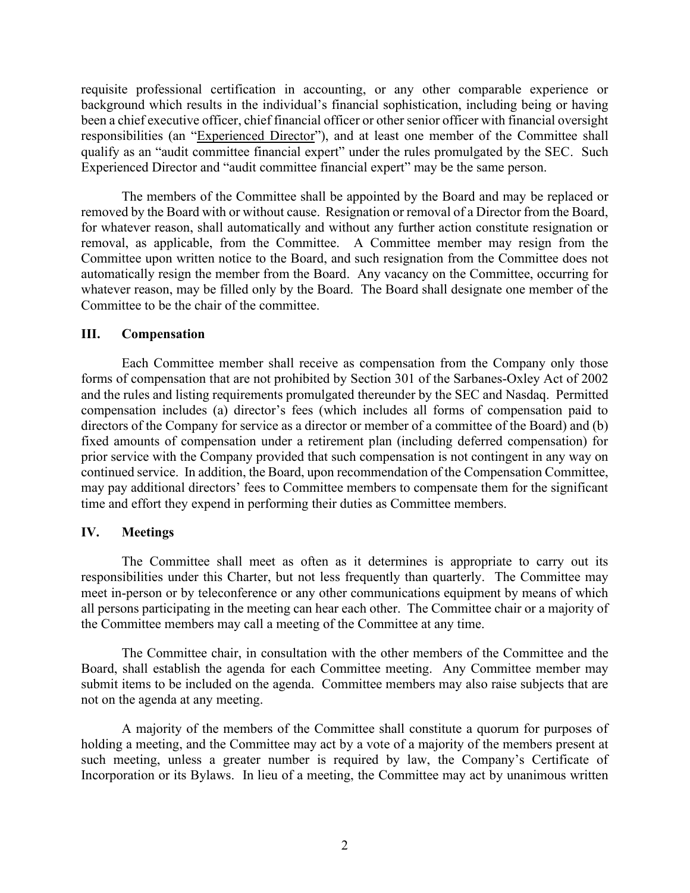requisite professional certification in accounting, or any other comparable experience or background which results in the individual's financial sophistication, including being or having been a chief executive officer, chief financial officer or other senior officer with financial oversight responsibilities (an "Experienced Director"), and at least one member of the Committee shall qualify as an "audit committee financial expert" under the rules promulgated by the SEC. Such Experienced Director and "audit committee financial expert" may be the same person.

The members of the Committee shall be appointed by the Board and may be replaced or removed by the Board with or without cause. Resignation or removal of a Director from the Board, for whatever reason, shall automatically and without any further action constitute resignation or removal, as applicable, from the Committee. A Committee member may resign from the Committee upon written notice to the Board, and such resignation from the Committee does not automatically resign the member from the Board. Any vacancy on the Committee, occurring for whatever reason, may be filled only by the Board. The Board shall designate one member of the Committee to be the chair of the committee.

## III. Compensation

Each Committee member shall receive as compensation from the Company only those forms of compensation that are not prohibited by Section 301 of the Sarbanes-Oxley Act of 2002 and the rules and listing requirements promulgated thereunder by the SEC and Nasdaq. Permitted compensation includes (a) director's fees (which includes all forms of compensation paid to directors of the Company for service as a director or member of a committee of the Board) and (b) fixed amounts of compensation under a retirement plan (including deferred compensation) for prior service with the Company provided that such compensation is not contingent in any way on continued service. In addition, the Board, upon recommendation of the Compensation Committee, may pay additional directors' fees to Committee members to compensate them for the significant time and effort they expend in performing their duties as Committee members.

## IV. Meetings

The Committee shall meet as often as it determines is appropriate to carry out its responsibilities under this Charter, but not less frequently than quarterly. The Committee may meet in-person or by teleconference or any other communications equipment by means of which all persons participating in the meeting can hear each other. The Committee chair or a majority of the Committee members may call a meeting of the Committee at any time.

The Committee chair, in consultation with the other members of the Committee and the Board, shall establish the agenda for each Committee meeting. Any Committee member may submit items to be included on the agenda. Committee members may also raise subjects that are not on the agenda at any meeting.

A majority of the members of the Committee shall constitute a quorum for purposes of holding a meeting, and the Committee may act by a vote of a majority of the members present at such meeting, unless a greater number is required by law, the Company's Certificate of Incorporation or its Bylaws. In lieu of a meeting, the Committee may act by unanimous written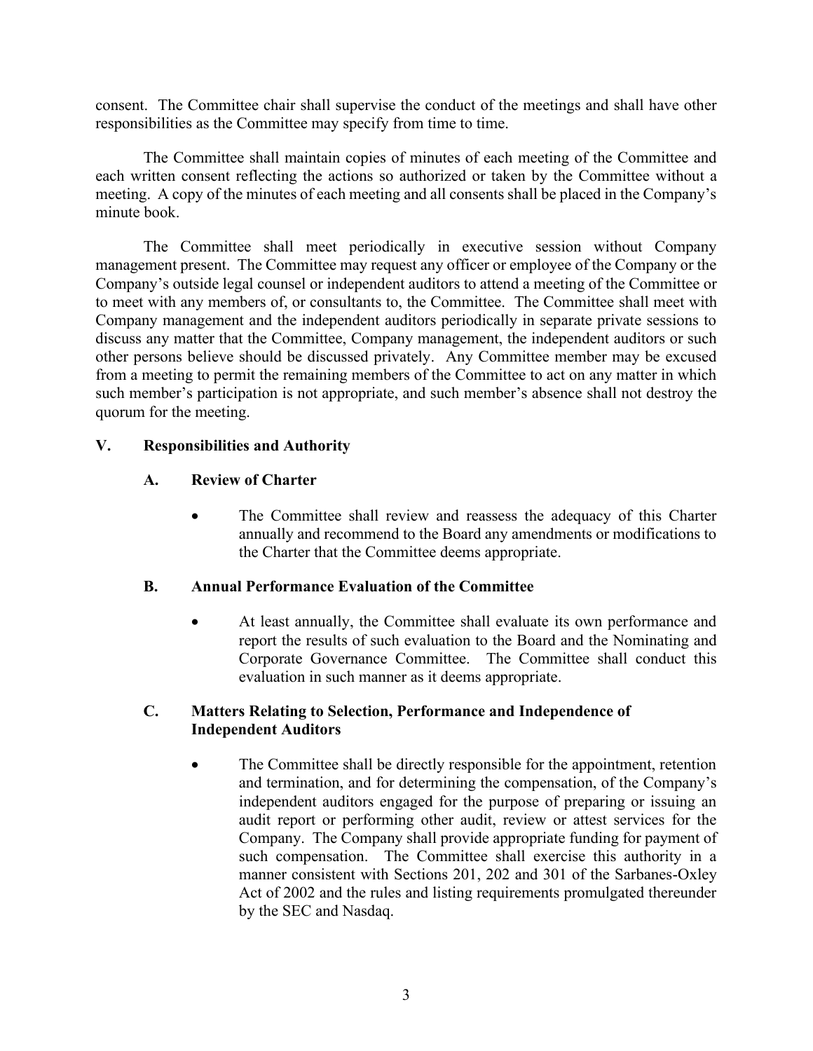consent. The Committee chair shall supervise the conduct of the meetings and shall have other responsibilities as the Committee may specify from time to time.

The Committee shall maintain copies of minutes of each meeting of the Committee and each written consent reflecting the actions so authorized or taken by the Committee without a meeting. A copy of the minutes of each meeting and all consents shall be placed in the Company's minute book.

The Committee shall meet periodically in executive session without Company management present. The Committee may request any officer or employee of the Company or the Company's outside legal counsel or independent auditors to attend a meeting of the Committee or to meet with any members of, or consultants to, the Committee. The Committee shall meet with Company management and the independent auditors periodically in separate private sessions to discuss any matter that the Committee, Company management, the independent auditors or such other persons believe should be discussed privately. Any Committee member may be excused from a meeting to permit the remaining members of the Committee to act on any matter in which such member's participation is not appropriate, and such member's absence shall not destroy the quorum for the meeting.

## V. Responsibilities and Authority

### A. Review of Charter

- The Committee shall review and reassess the adequacy of this Charter annually and recommend to the Board any amendments or modifications to the Charter that the Committee deems appropriate.

### B. Annual Performance Evaluation of the Committee

- At least annually, the Committee shall evaluate its own performance and report the results of such evaluation to the Board and the Nominating and Corporate Governance Committee. The Committee shall conduct this evaluation in such manner as it deems appropriate.

### C. Matters Relating to Selection, Performance and Independence of Independent Auditors

- The Committee shall be directly responsible for the appointment, retention and termination, and for determining the compensation, of the Company's independent auditors engaged for the purpose of preparing or issuing an audit report or performing other audit, review or attest services for the Company. The Company shall provide appropriate funding for payment of such compensation. The Committee shall exercise this authority in a manner consistent with Sections 201, 202 and 301 of the Sarbanes-Oxley Act of 2002 and the rules and listing requirements promulgated thereunder by the SEC and Nasdaq.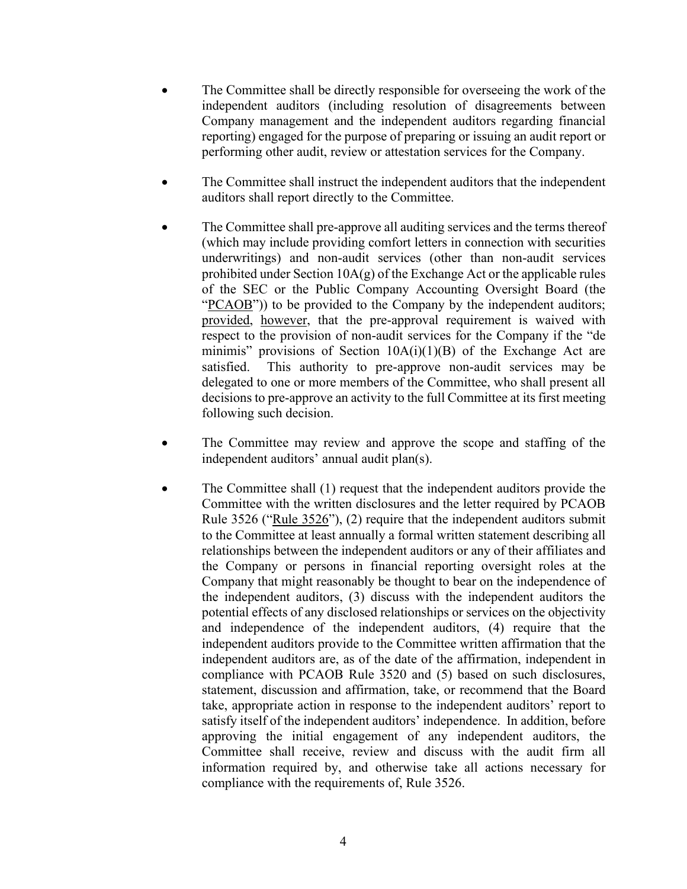- The Committee shall be directly responsible for overseeing the work of the independent auditors (including resolution of disagreements between Company management and the independent auditors regarding financial reporting) engaged for the purpose of preparing or issuing an audit report or performing other audit, review or attestation services for the Company.

- The Committee shall instruct the independent auditors that the independent auditors shall report directly to the Committee.

- The Committee shall pre-approve all auditing services and the terms thereof (which may include providing comfort letters in connection with securities underwritings) and non-audit services (other than non-audit services prohibited under Section 10A(g) of the Exchange Act or the applicable rules of the SEC or the Public Company Accounting Oversight Board (the "PCAOB")) to be provided to the Company by the independent auditors; provided, however, that the pre-approval requirement is waived with respect to the provision of non-audit services for the Company if the "de minimis" provisions of Section 10A(i)(1)(B) of the Exchange Act are satisfied. This authority to pre-approve non-audit services may be delegated to one or more members of the Committee, who shall present all decisions to pre-approve an activity to the full Committee at its first meeting following such decision.

- The Committee may review and approve the scope and staffing of the independent auditors' annual audit plan(s).

- The Committee shall (1) request that the independent auditors provide the Committee with the written disclosures and the letter required by PCAOB Rule 3526 ("Rule 3526"), (2) require that the independent auditors submit to the Committee at least annually a formal written statement describing all relationships between the independent auditors or any of their affiliates and the Company or persons in financial reporting oversight roles at the Company that might reasonably be thought to bear on the independence of the independent auditors, (3) discuss with the independent auditors the potential effects of any disclosed relationships or services on the objectivity and independence of the independent auditors, (4) require that the independent auditors provide to the Committee written affirmation that the independent auditors are, as of the date of the affirmation, independent in compliance with PCAOB Rule 3520 and (5) based on such disclosures, statement, discussion and affirmation, take, or recommend that the Board take, appropriate action in response to the independent auditors' report to satisfy itself of the independent auditors' independence. In addition, before approving the initial engagement of any independent auditors, the Committee shall receive, review and discuss with the audit firm all information required by, and otherwise take all actions necessary for compliance with the requirements of, Rule 3526.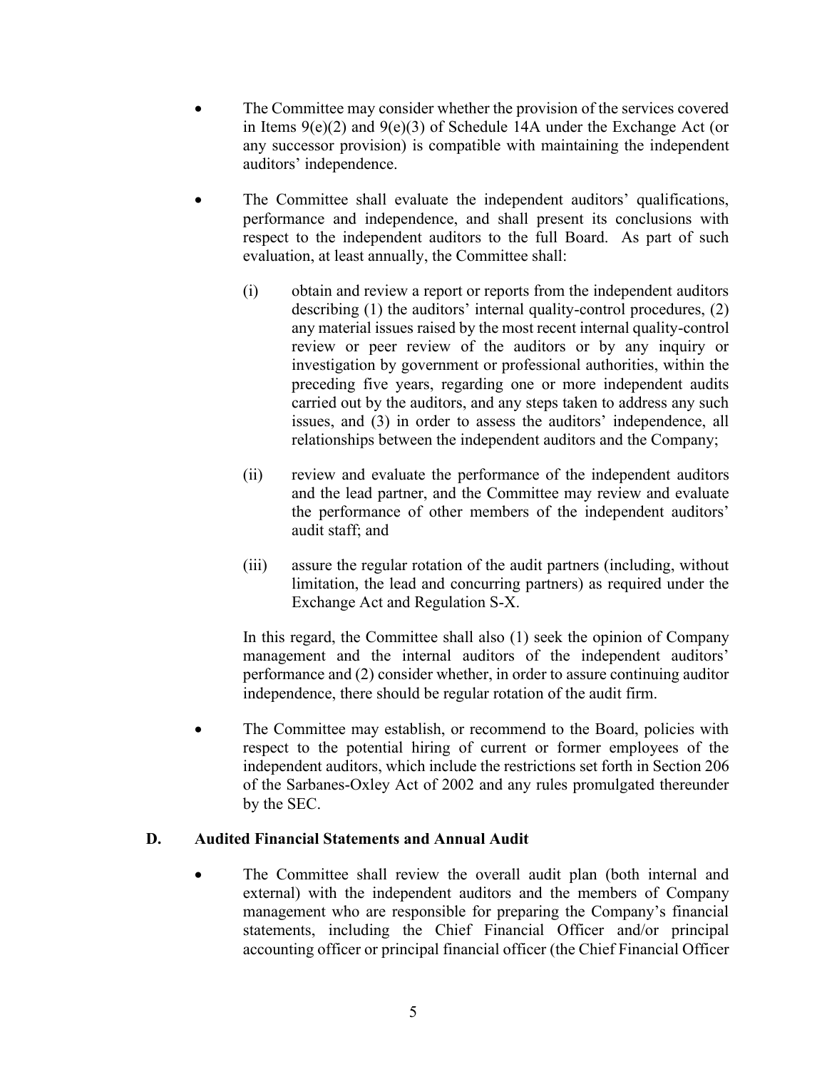- The Committee may consider whether the provision of the services covered in Items 9(e)(2) and 9(e)(3) of Schedule 14A under the Exchange Act (or any successor provision) is compatible with maintaining the independent auditors' independence.

- The Committee shall evaluate the independent auditors' qualifications, performance and independence, and shall present its conclusions with respect to the independent auditors to the full Board. As part of such evaluation, at least annually, the Committee shall:

  (i) obtain and review a report or reports from the independent auditors describing (1) the auditors' internal quality-control procedures, (2) any material issues raised by the most recent internal quality-control review or peer review of the auditors or by any inquiry or investigation by government or professional authorities, within the preceding five years, regarding one or more independent audits carried out by the auditors, and any steps taken to address any such issues, and (3) in order to assess the auditors' independence, all relationships between the independent auditors and the Company;

  (ii) review and evaluate the performance of the independent auditors and the lead partner, and the Committee may review and evaluate the performance of other members of the independent auditors' audit staff; and

  (iii) assure the regular rotation of the audit partners (including, without limitation, the lead and concurring partners) as required under the Exchange Act and Regulation S-X.

  In this regard, the Committee shall also (1) seek the opinion of Company management and the internal auditors of the independent auditors' performance and (2) consider whether, in order to assure continuing auditor independence, there should be regular rotation of the audit firm.

- The Committee may establish, or recommend to the Board, policies with respect to the potential hiring of current or former employees of the independent auditors, which include the restrictions set forth in Section 206 of the Sarbanes-Oxley Act of 2002 and any rules promulgated thereunder by the SEC.

## D. Audited Financial Statements and Annual Audit

- The Committee shall review the overall audit plan (both internal and external) with the independent auditors and the members of Company management who are responsible for preparing the Company's financial statements, including the Chief Financial Officer and/or principal accounting officer or principal financial officer (the Chief Financial Officer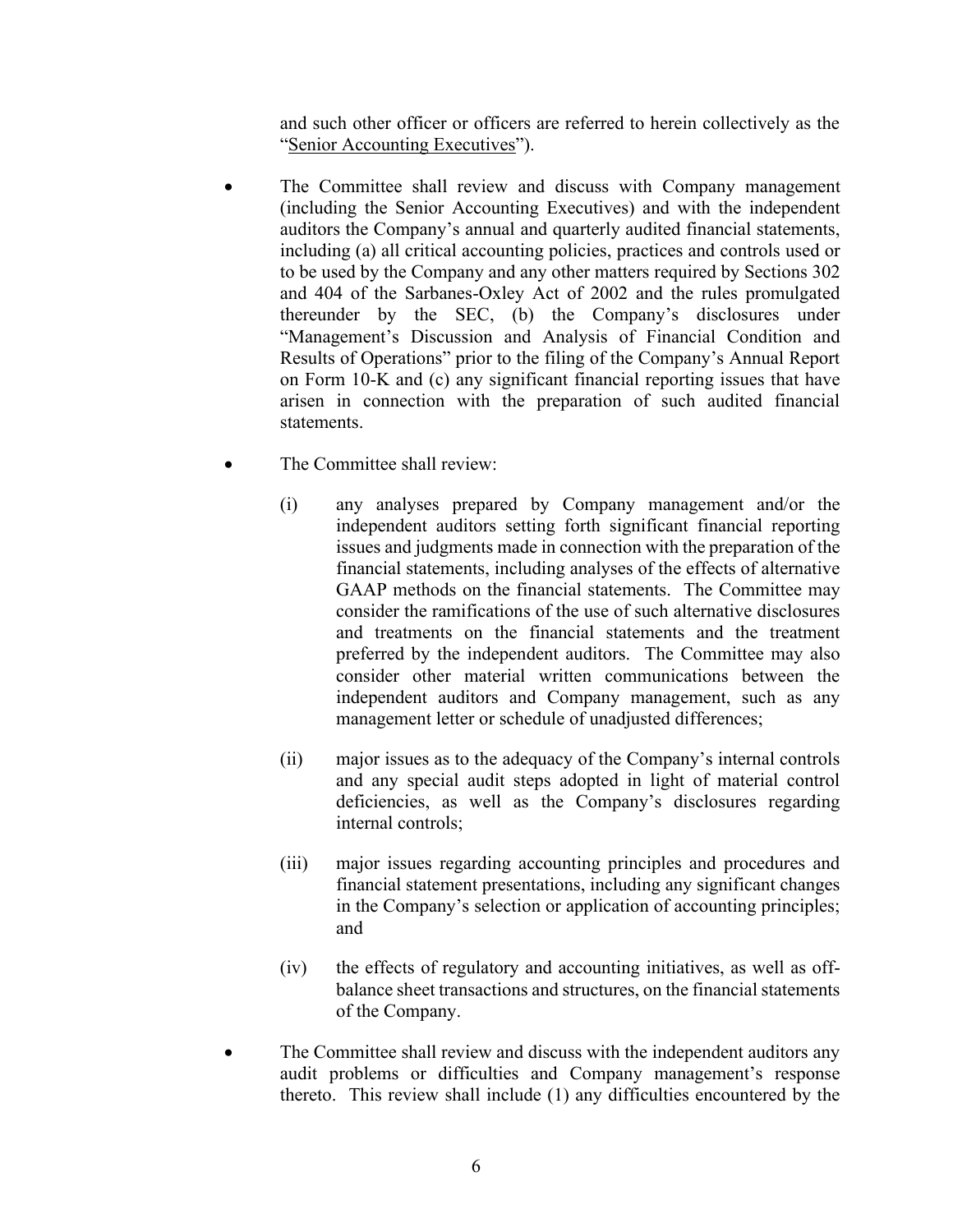and such other officer or officers are referred to herein collectively as the "Senior Accounting Executives").

- The Committee shall review and discuss with Company management (including the Senior Accounting Executives) and with the independent auditors the Company's annual and quarterly audited financial statements, including (a) all critical accounting policies, practices and controls used or to be used by the Company and any other matters required by Sections 302 and 404 of the Sarbanes-Oxley Act of 2002 and the rules promulgated thereunder by the SEC, (b) the Company's disclosures under "Management's Discussion and Analysis of Financial Condition and Results of Operations" prior to the filing of the Company's Annual Report on Form 10-K and (c) any significant financial reporting issues that have arisen in connection with the preparation of such audited financial statements.

- The Committee shall review:

  (i) any analyses prepared by Company management and/or the independent auditors setting forth significant financial reporting issues and judgments made in connection with the preparation of the financial statements, including analyses of the effects of alternative GAAP methods on the financial statements. The Committee may consider the ramifications of the use of such alternative disclosures and treatments on the financial statements and the treatment preferred by the independent auditors. The Committee may also consider other material written communications between the independent auditors and Company management, such as any management letter or schedule of unadjusted differences;

  (ii) major issues as to the adequacy of the Company's internal controls and any special audit steps adopted in light of material control deficiencies, as well as the Company's disclosures regarding internal controls;

  (iii) major issues regarding accounting principles and procedures and financial statement presentations, including any significant changes in the Company's selection or application of accounting principles; and

  (iv) the effects of regulatory and accounting initiatives, as well as off-balance sheet transactions and structures, on the financial statements of the Company.

- The Committee shall review and discuss with the independent auditors any audit problems or difficulties and Company management's response thereto. This review shall include (1) any difficulties encountered by the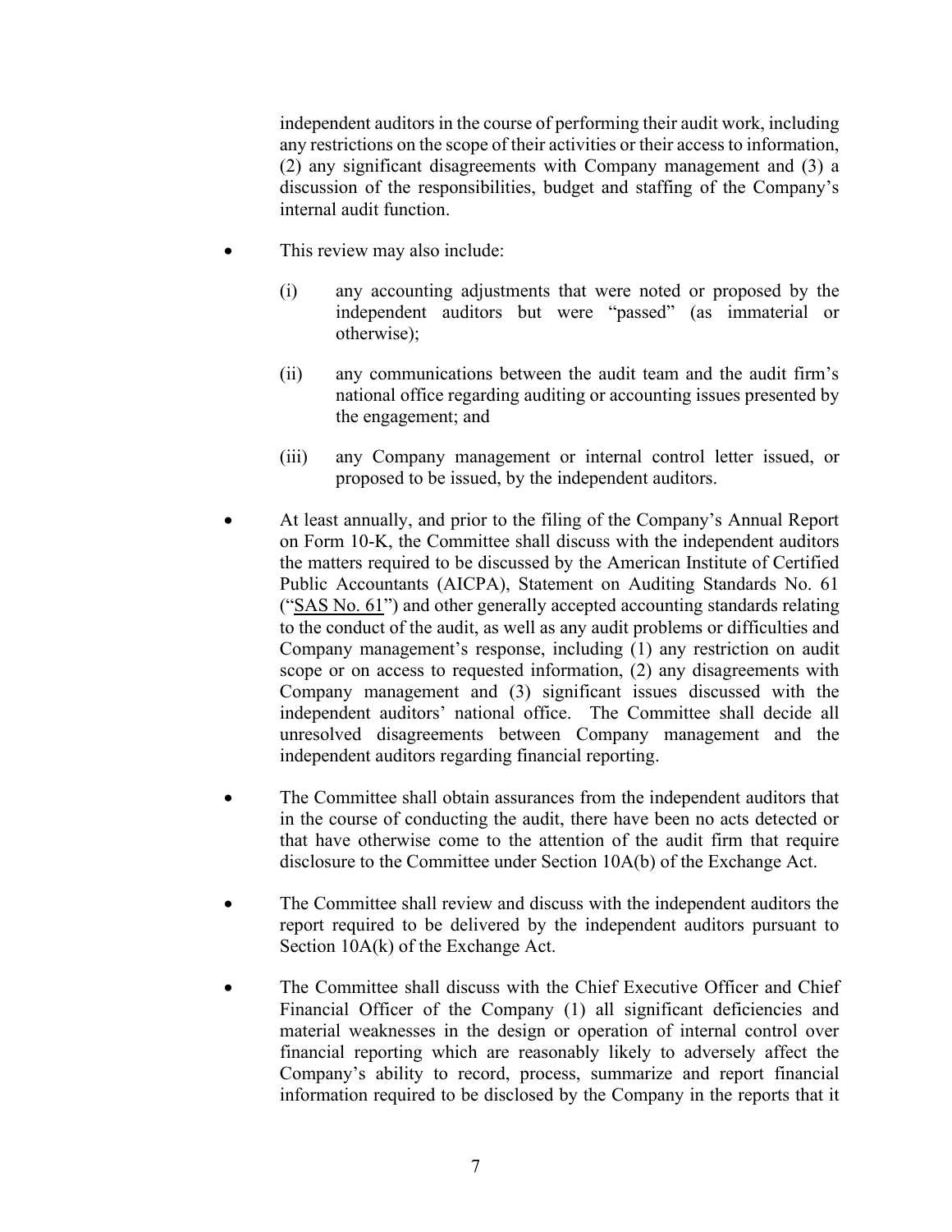independent auditors in the course of performing their audit work, including any restrictions on the scope of their activities or their access to information, (2) any significant disagreements with Company management and (3) a discussion of the responsibilities, budget and staffing of the Company's internal audit function.

- This review may also include:

  (i) any accounting adjustments that were noted or proposed by the independent auditors but were "passed" (as immaterial or otherwise);

  (ii) any communications between the audit team and the audit firm's national office regarding auditing or accounting issues presented by the engagement; and

  (iii) any Company management or internal control letter issued, or proposed to be issued, by the independent auditors.

- At least annually, and prior to the filing of the Company's Annual Report on Form 10-K, the Committee shall discuss with the independent auditors the matters required to be discussed by the American Institute of Certified Public Accountants (AICPA), Statement on Auditing Standards No. 61 ("SAS No. 61") and other generally accepted accounting standards relating to the conduct of the audit, as well as any audit problems or difficulties and Company management's response, including (1) any restriction on audit scope or on access to requested information, (2) any disagreements with Company management and (3) significant issues discussed with the independent auditors' national office. The Committee shall decide all unresolved disagreements between Company management and the independent auditors regarding financial reporting.

- The Committee shall obtain assurances from the independent auditors that in the course of conducting the audit, there have been no acts detected or that have otherwise come to the attention of the audit firm that require disclosure to the Committee under Section 10A(b) of the Exchange Act.

- The Committee shall review and discuss with the independent auditors the report required to be delivered by the independent auditors pursuant to Section 10A(k) of the Exchange Act.

- The Committee shall discuss with the Chief Executive Officer and Chief Financial Officer of the Company (1) all significant deficiencies and material weaknesses in the design or operation of internal control over financial reporting which are reasonably likely to adversely affect the Company's ability to record, process, summarize and report financial information required to be disclosed by the Company in the reports that it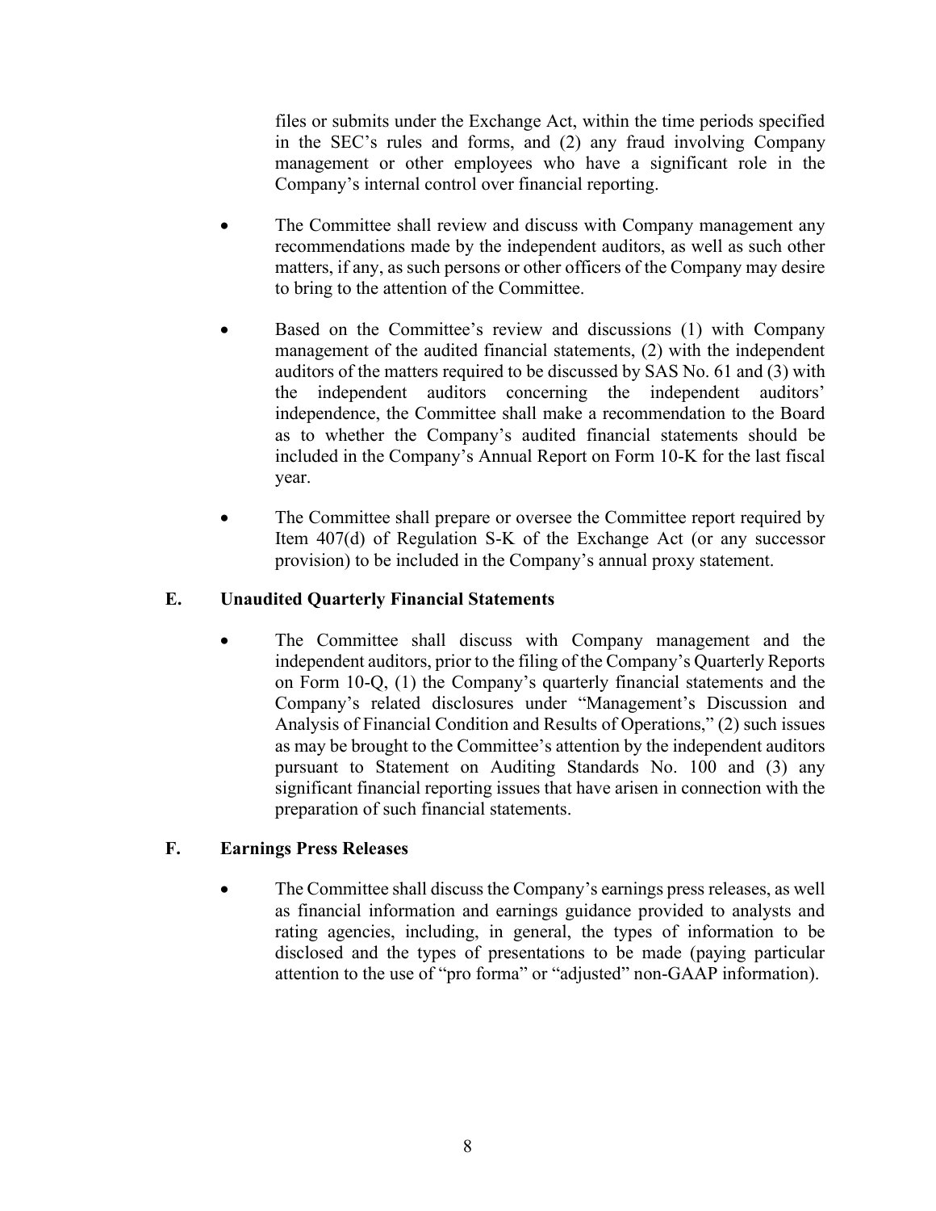files or submits under the Exchange Act, within the time periods specified in the SEC's rules and forms, and (2) any fraud involving Company management or other employees who have a significant role in the Company's internal control over financial reporting.

- The Committee shall review and discuss with Company management any recommendations made by the independent auditors, as well as such other matters, if any, as such persons or other officers of the Company may desire to bring to the attention of the Committee.

- Based on the Committee's review and discussions (1) with Company management of the audited financial statements, (2) with the independent auditors of the matters required to be discussed by SAS No. 61 and (3) with the independent auditors concerning the independent auditors' independence, the Committee shall make a recommendation to the Board as to whether the Company's audited financial statements should be included in the Company's Annual Report on Form 10-K for the last fiscal year.

- The Committee shall prepare or oversee the Committee report required by Item 407(d) of Regulation S-K of the Exchange Act (or any successor provision) to be included in the Company's annual proxy statement.

### E. Unaudited Quarterly Financial Statements

- The Committee shall discuss with Company management and the independent auditors, prior to the filing of the Company's Quarterly Reports on Form 10-Q, (1) the Company's quarterly financial statements and the Company's related disclosures under "Management's Discussion and Analysis of Financial Condition and Results of Operations," (2) such issues as may be brought to the Committee's attention by the independent auditors pursuant to Statement on Auditing Standards No. 100 and (3) any significant financial reporting issues that have arisen in connection with the preparation of such financial statements.

### F. Earnings Press Releases

- The Committee shall discuss the Company's earnings press releases, as well as financial information and earnings guidance provided to analysts and rating agencies, including, in general, the types of information to be disclosed and the types of presentations to be made (paying particular attention to the use of "pro forma" or "adjusted" non-GAAP information).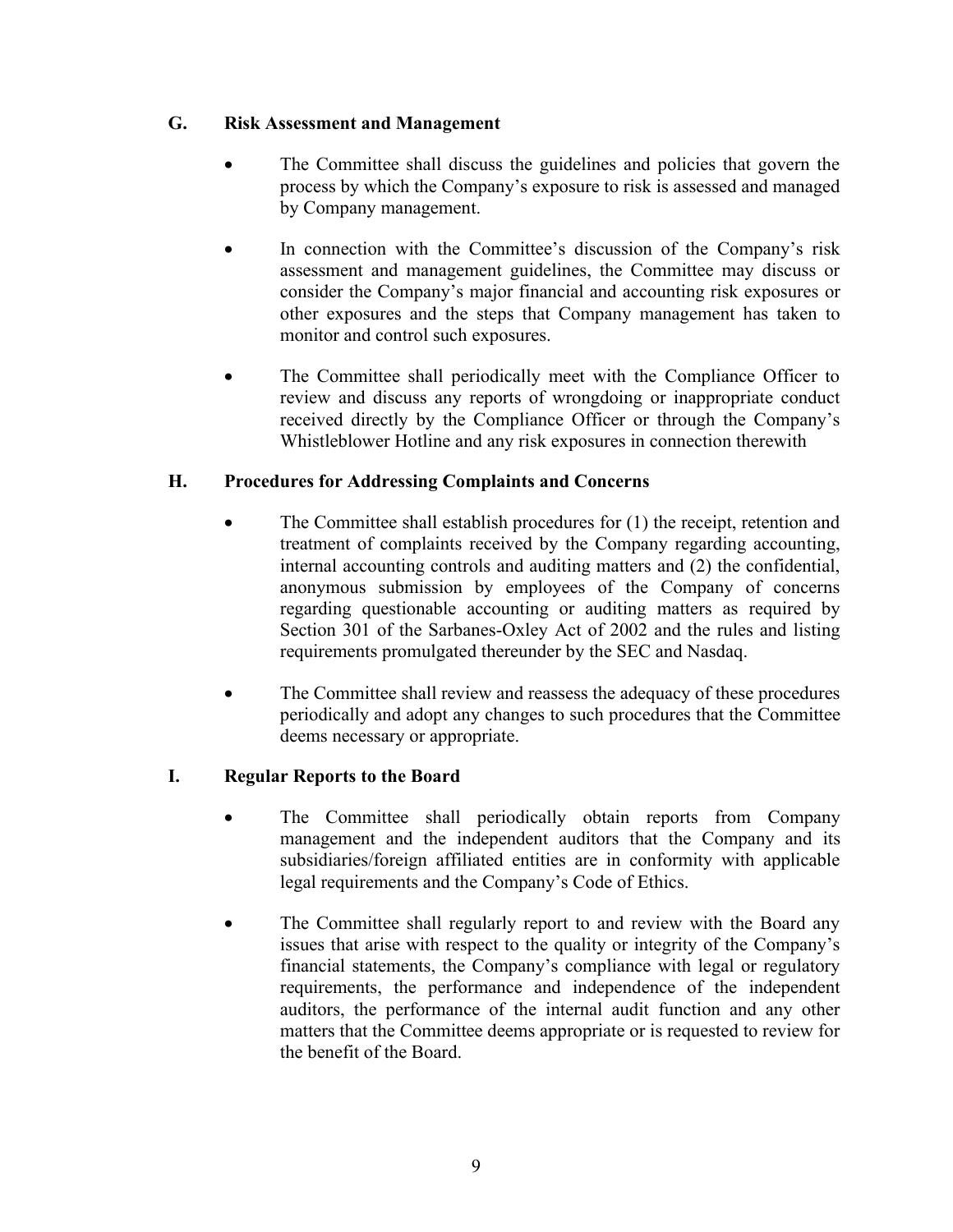### G. Risk Assessment and Management

- The Committee shall discuss the guidelines and policies that govern the process by which the Company's exposure to risk is assessed and managed by Company management.

- In connection with the Committee's discussion of the Company's risk assessment and management guidelines, the Committee may discuss or consider the Company's major financial and accounting risk exposures or other exposures and the steps that Company management has taken to monitor and control such exposures.

- The Committee shall periodically meet with the Compliance Officer to review and discuss any reports of wrongdoing or inappropriate conduct received directly by the Compliance Officer or through the Company's Whistleblower Hotline and any risk exposures in connection therewith

### H. Procedures for Addressing Complaints and Concerns

- The Committee shall establish procedures for (1) the receipt, retention and treatment of complaints received by the Company regarding accounting, internal accounting controls and auditing matters and (2) the confidential, anonymous submission by employees of the Company of concerns regarding questionable accounting or auditing matters as required by Section 301 of the Sarbanes-Oxley Act of 2002 and the rules and listing requirements promulgated thereunder by the SEC and Nasdaq.

- The Committee shall review and reassess the adequacy of these procedures periodically and adopt any changes to such procedures that the Committee deems necessary or appropriate.

### I. Regular Reports to the Board

- The Committee shall periodically obtain reports from Company management and the independent auditors that the Company and its subsidiaries/foreign affiliated entities are in conformity with applicable legal requirements and the Company's Code of Ethics.

- The Committee shall regularly report to and review with the Board any issues that arise with respect to the quality or integrity of the Company's financial statements, the Company's compliance with legal or regulatory requirements, the performance and independence of the independent auditors, the performance of the internal audit function and any other matters that the Committee deems appropriate or is requested to review for the benefit of the Board.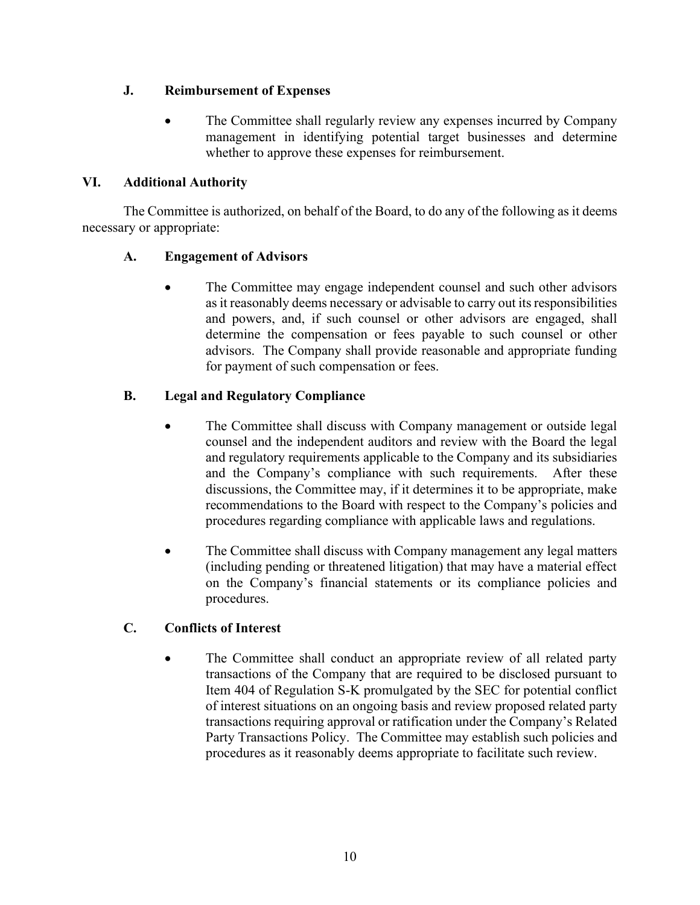### J. Reimbursement of Expenses

- The Committee shall regularly review any expenses incurred by Company management in identifying potential target businesses and determine whether to approve these expenses for reimbursement.

## VI. Additional Authority

The Committee is authorized, on behalf of the Board, to do any of the following as it deems necessary or appropriate:

### A. Engagement of Advisors

- The Committee may engage independent counsel and such other advisors as it reasonably deems necessary or advisable to carry out its responsibilities and powers, and, if such counsel or other advisors are engaged, shall determine the compensation or fees payable to such counsel or other advisors. The Company shall provide reasonable and appropriate funding for payment of such compensation or fees.

### B. Legal and Regulatory Compliance

- The Committee shall discuss with Company management or outside legal counsel and the independent auditors and review with the Board the legal and regulatory requirements applicable to the Company and its subsidiaries and the Company's compliance with such requirements. After these discussions, the Committee may, if it determines it to be appropriate, make recommendations to the Board with respect to the Company's policies and procedures regarding compliance with applicable laws and regulations.

- The Committee shall discuss with Company management any legal matters (including pending or threatened litigation) that may have a material effect on the Company's financial statements or its compliance policies and procedures.

### C. Conflicts of Interest

- The Committee shall conduct an appropriate review of all related party transactions of the Company that are required to be disclosed pursuant to Item 404 of Regulation S-K promulgated by the SEC for potential conflict of interest situations on an ongoing basis and review proposed related party transactions requiring approval or ratification under the Company's Related Party Transactions Policy. The Committee may establish such policies and procedures as it reasonably deems appropriate to facilitate such review.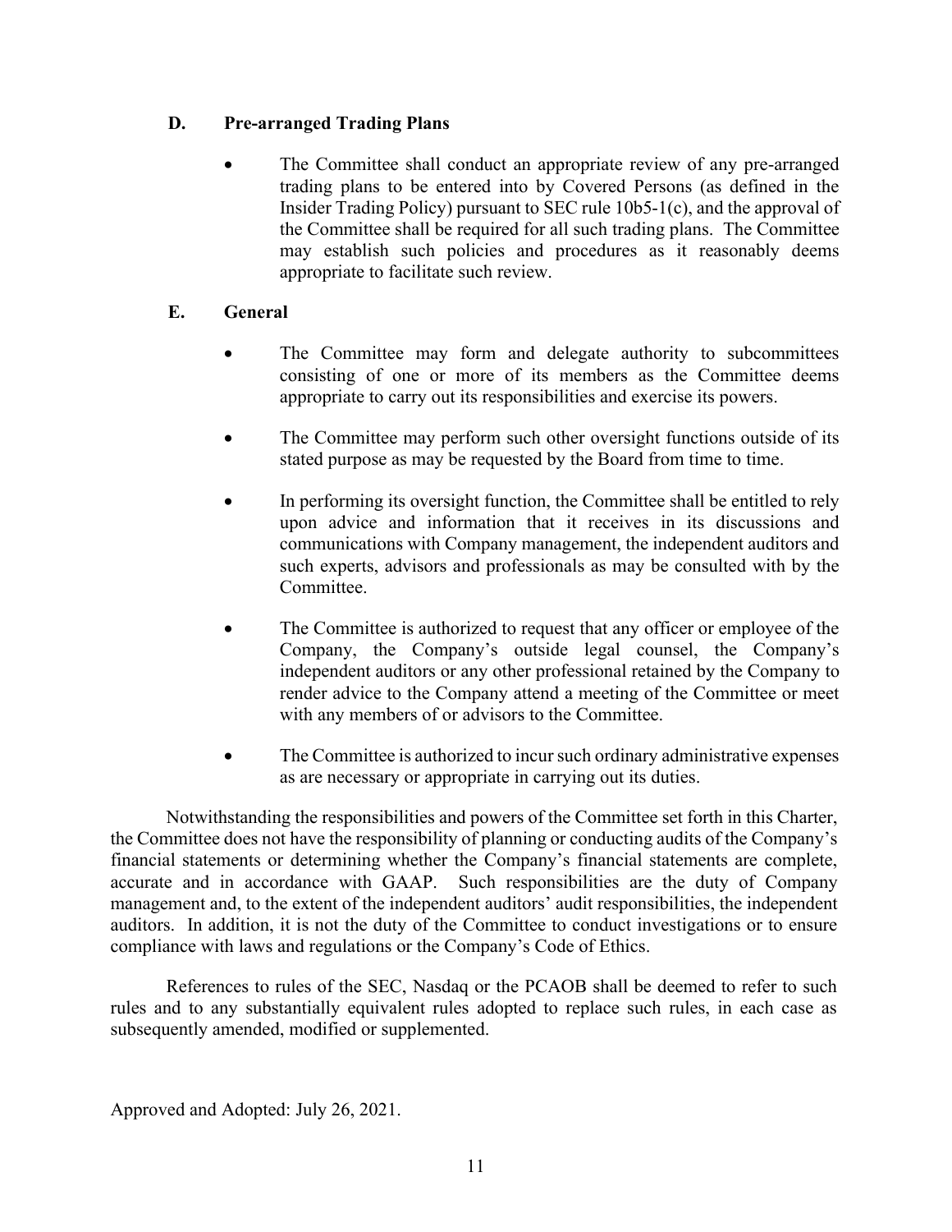### D. Pre-arranged Trading Plans

- The Committee shall conduct an appropriate review of any pre-arranged trading plans to be entered into by Covered Persons (as defined in the Insider Trading Policy) pursuant to SEC rule 10b5-1(c), and the approval of the Committee shall be required for all such trading plans. The Committee may establish such policies and procedures as it reasonably deems appropriate to facilitate such review.

### E. General

- The Committee may form and delegate authority to subcommittees consisting of one or more of its members as the Committee deems appropriate to carry out its responsibilities and exercise its powers.

- The Committee may perform such other oversight functions outside of its stated purpose as may be requested by the Board from time to time.

- In performing its oversight function, the Committee shall be entitled to rely upon advice and information that it receives in its discussions and communications with Company management, the independent auditors and such experts, advisors and professionals as may be consulted with by the Committee.

- The Committee is authorized to request that any officer or employee of the Company, the Company's outside legal counsel, the Company's independent auditors or any other professional retained by the Company to render advice to the Company attend a meeting of the Committee or meet with any members of or advisors to the Committee.

- The Committee is authorized to incur such ordinary administrative expenses as are necessary or appropriate in carrying out its duties.

Notwithstanding the responsibilities and powers of the Committee set forth in this Charter, the Committee does not have the responsibility of planning or conducting audits of the Company's financial statements or determining whether the Company's financial statements are complete, accurate and in accordance with GAAP. Such responsibilities are the duty of Company management and, to the extent of the independent auditors' audit responsibilities, the independent auditors. In addition, it is not the duty of the Committee to conduct investigations or to ensure compliance with laws and regulations or the Company's Code of Ethics.

References to rules of the SEC, Nasdaq or the PCAOB shall be deemed to refer to such rules and to any substantially equivalent rules adopted to replace such rules, in each case as subsequently amended, modified or supplemented.

Approved and Adopted: July 26, 2021.